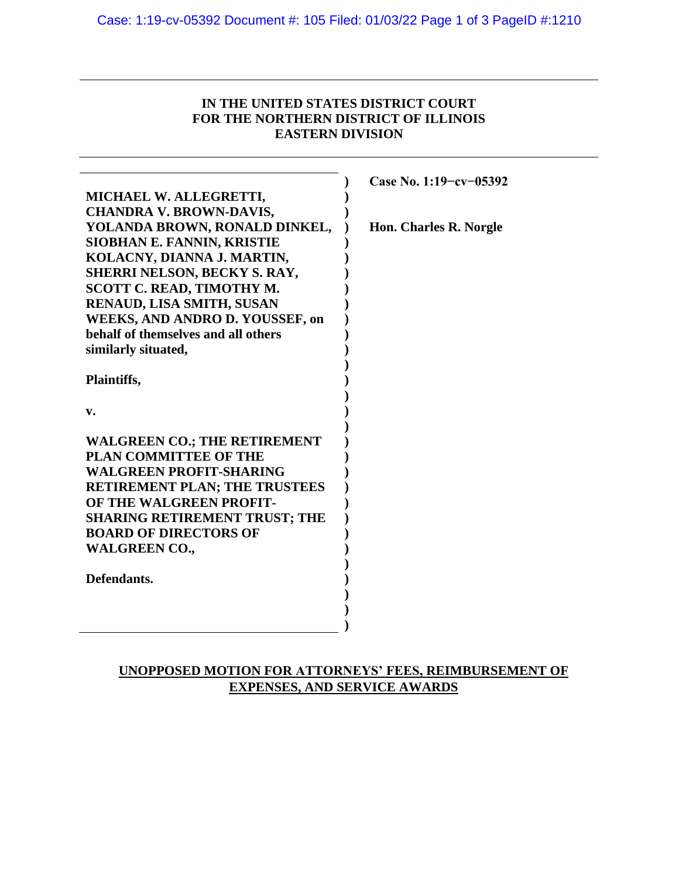**IN THE UNITED STATES DISTRICT COURT**
**FOR THE NORTHERN DISTRICT OF ILLINOIS**
**EASTERN DIVISION**

| | |
|---|---|
| **MICHAEL W. ALLEGRETTI, CHANDRA V. BROWN-DAVIS, YOLANDA BROWN, RONALD DINKEL, SIOBHAN E. FANNIN, KRISTIE KOLACNY, DIANNA J. MARTIN, SHERRI NELSON, BECKY S. RAY, SCOTT C. READ, TIMOTHY M. RENAUD, LISA SMITH, SUSAN WEEKS, AND ANDRO D. YOUSSEF, on behalf of themselves and all others similarly situated,** | **Case No. 1:19−cv−05392** |
| **Plaintiffs,** | **Hon. Charles R. Norgle** |
| **v.** | |
| **WALGREEN CO.; THE RETIREMENT PLAN COMMITTEE OF THE WALGREEN PROFIT-SHARING RETIREMENT PLAN; THE TRUSTEES OF THE WALGREEN PROFIT-SHARING RETIREMENT TRUST; THE BOARD OF DIRECTORS OF WALGREEN CO.,** | |
| **Defendants.** | |

**UNOPPOSED MOTION FOR ATTORNEYS' FEES, REIMBURSEMENT OF EXPENSES, AND SERVICE AWARDS**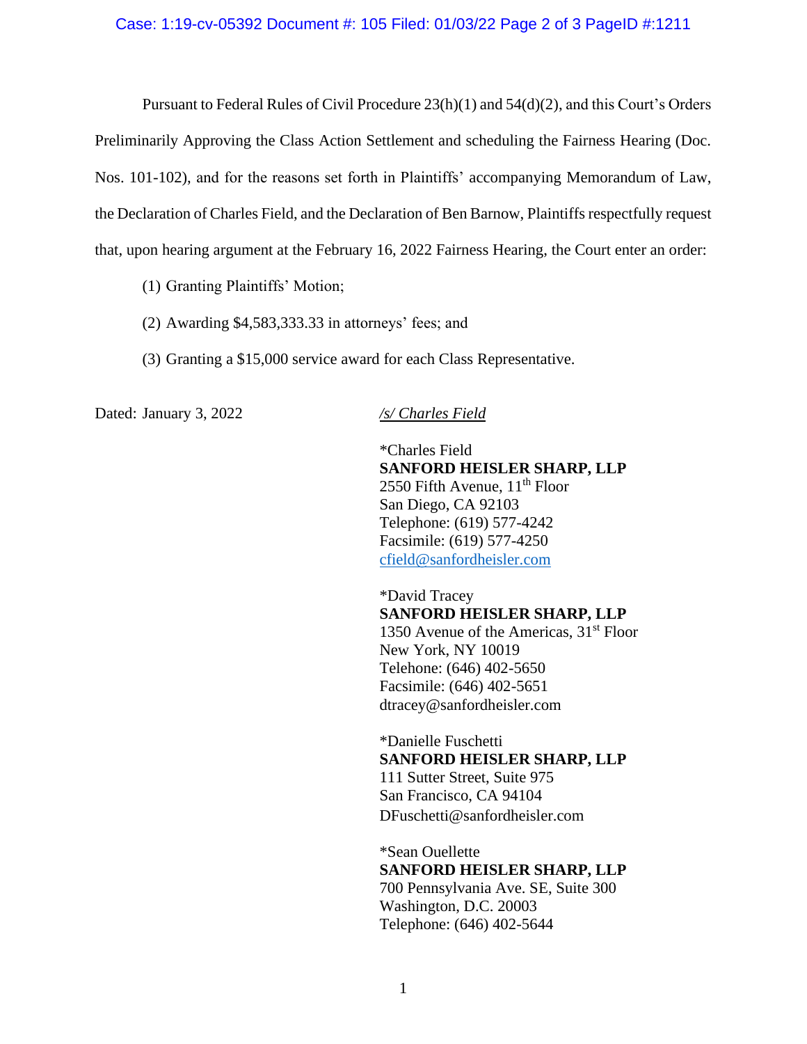Pursuant to Federal Rules of Civil Procedure 23(h)(1) and 54(d)(2), and this Court's Orders Preliminarily Approving the Class Action Settlement and scheduling the Fairness Hearing (Doc. Nos. 101-102), and for the reasons set forth in Plaintiffs' accompanying Memorandum of Law, the Declaration of Charles Field, and the Declaration of Ben Barnow, Plaintiffs respectfully request that, upon hearing argument at the February 16, 2022 Fairness Hearing, the Court enter an order:

(1) Granting Plaintiffs' Motion;

(2) Awarding $4,583,333.33 in attorneys' fees; and

(3) Granting a $15,000 service award for each Class Representative.

Dated: January 3, 2022

*/s/ Charles Field*

*Charles Field
**SANFORD HEISLER SHARP, LLP**
2550 Fifth Avenue, 11th Floor
San Diego, CA 92103
Telephone: (619) 577-4242
Facsimile: (619) 577-4250
cfield@sanfordheisler.com

*David Tracey
**SANFORD HEISLER SHARP, LLP**
1350 Avenue of the Americas, 31st Floor
New York, NY 10019
Telehone: (646) 402-5650
Facsimile: (646) 402-5651
dtracey@sanfordheisler.com

*Danielle Fuschetti
**SANFORD HEISLER SHARP, LLP**
111 Sutter Street, Suite 975
San Francisco, CA 94104
DFuschetti@sanfordheisler.com

*Sean Ouellette
**SANFORD HEISLER SHARP, LLP**
700 Pennsylvania Ave. SE, Suite 300
Washington, D.C. 20003
Telephone: (646) 402-5644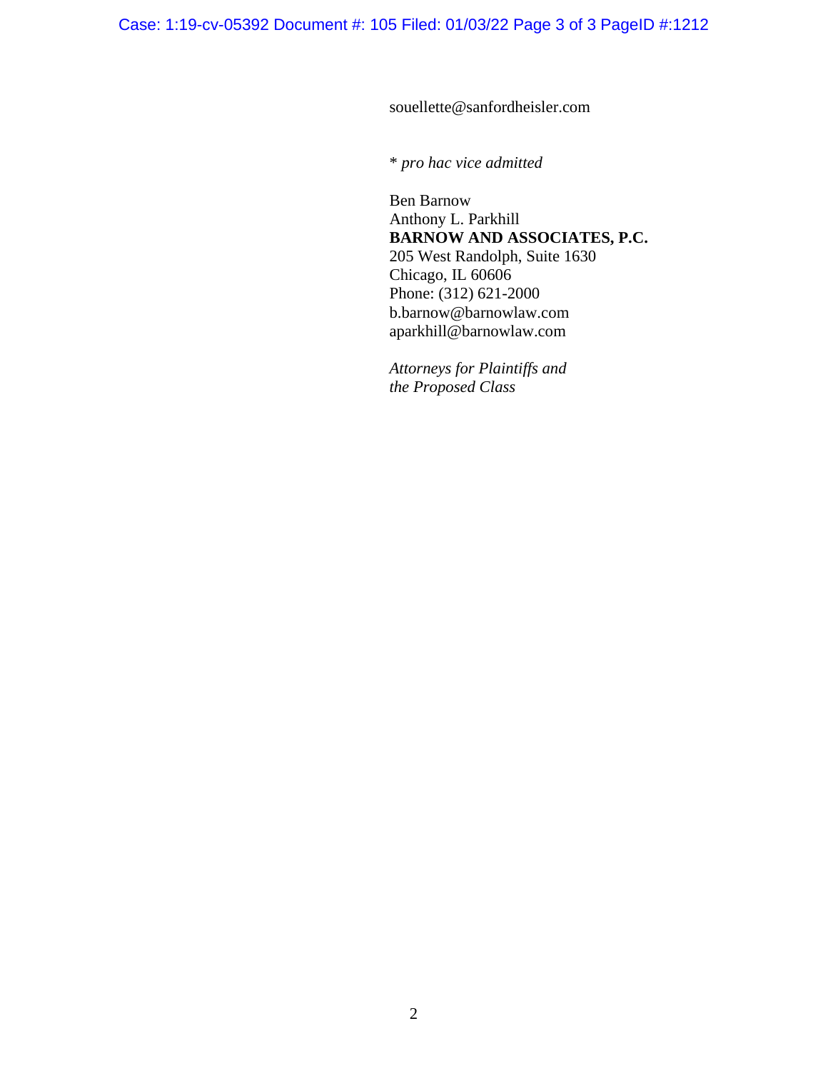souellette@sanfordheisler.com

\* *pro hac vice admitted*

Ben Barnow
Anthony L. Parkhill
**BARNOW AND ASSOCIATES, P.C.**
205 West Randolph, Suite 1630
Chicago, IL 60606
Phone: (312) 621-2000
b.barnow@barnowlaw.com
aparkhill@barnowlaw.com

*Attorneys for Plaintiffs and the Proposed Class*